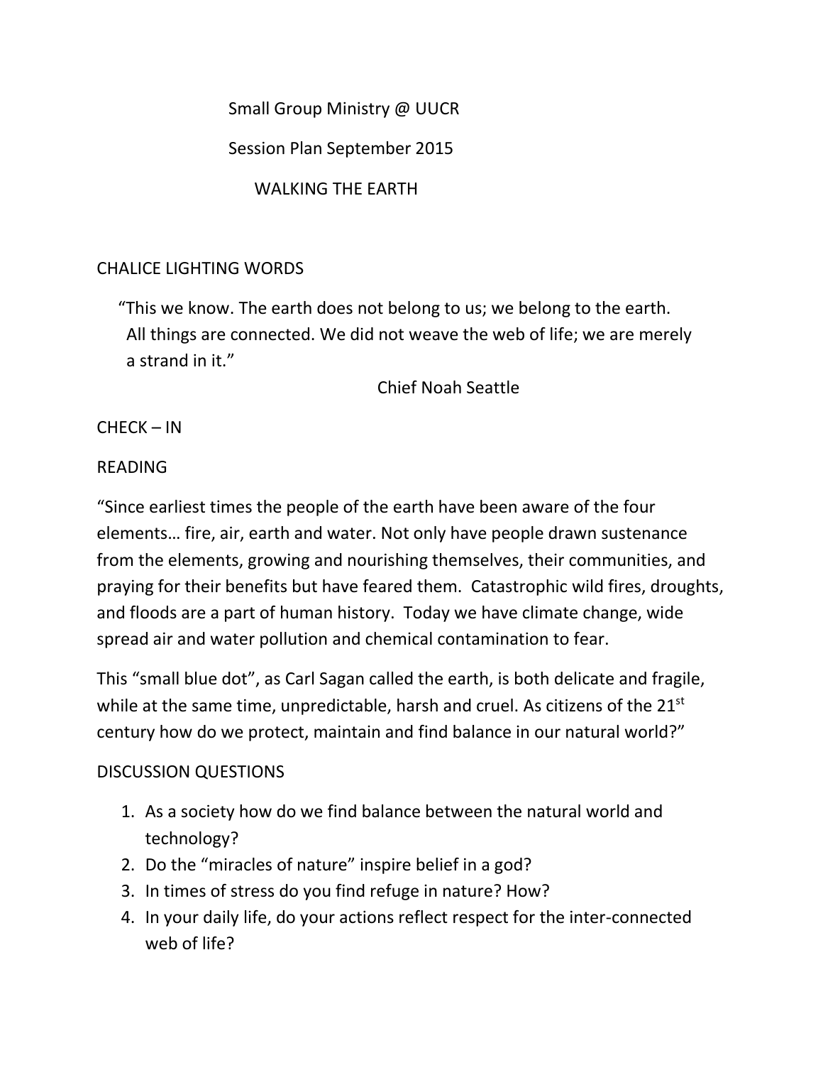# Small Group Ministry @ UUCR

## Session Plan September 2015

## WALKING THE EARTH

### CHALICE LIGHTING WORDS

> "This we know. The earth does not belong to us; we belong to the earth. All things are connected. We did not weave the web of life; we are merely a strand in it."
>
> Chief Noah Seattle

### CHECK – IN

### READING

"Since earliest times the people of the earth have been aware of the four elements… fire, air, earth and water. Not only have people drawn sustenance from the elements, growing and nourishing themselves, their communities, and praying for their benefits but have feared them. Catastrophic wild fires, droughts, and floods are a part of human history. Today we have climate change, wide spread air and water pollution and chemical contamination to fear.

This "small blue dot", as Carl Sagan called the earth, is both delicate and fragile, while at the same time, unpredictable, harsh and cruel. As citizens of the 21st century how do we protect, maintain and find balance in our natural world?"

### DISCUSSION QUESTIONS

1. As a society how do we find balance between the natural world and technology?
2. Do the "miracles of nature" inspire belief in a god?
3. In times of stress do you find refuge in nature? How?
4. In your daily life, do your actions reflect respect for the inter-connected web of life?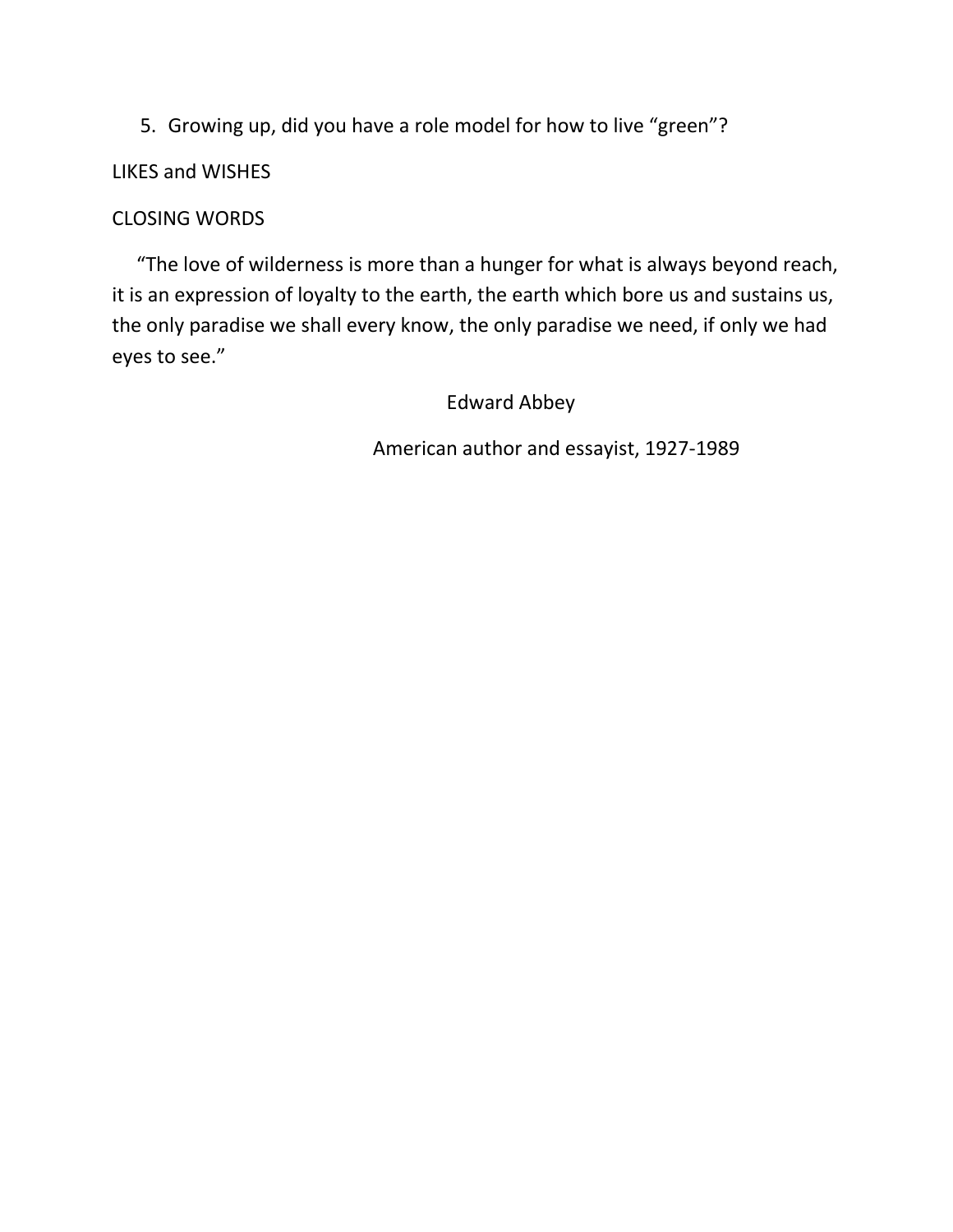5. Growing up, did you have a role model for how to live "green"?

LIKES and WISHES

CLOSING WORDS

"The love of wilderness is more than a hunger for what is always beyond reach, it is an expression of loyalty to the earth, the earth which bore us and sustains us, the only paradise we shall every know, the only paradise we need, if only we had eyes to see."

Edward Abbey

American author and essayist, 1927-1989